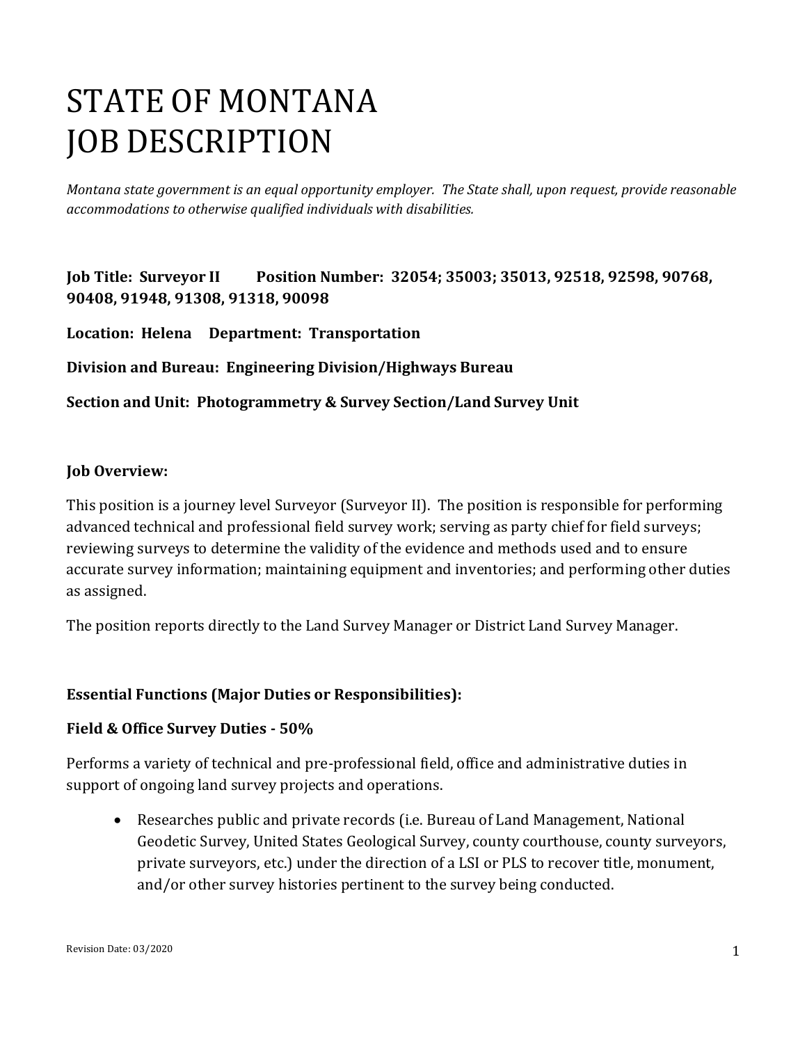# STATE OF MONTANA
# JOB DESCRIPTION

*Montana state government is an equal opportunity employer. The State shall, upon request, provide reasonable accommodations to otherwise qualified individuals with disabilities.*

**Job Title: Surveyor II Position Number: 32054; 35003; 35013, 92518, 92598, 90768, 90408, 91948, 91308, 91318, 90098**

**Location: Helena Department: Transportation**

**Division and Bureau: Engineering Division/Highways Bureau**

**Section and Unit: Photogrammetry & Survey Section/Land Survey Unit**

**Job Overview:**

This position is a journey level Surveyor (Surveyor II). The position is responsible for performing advanced technical and professional field survey work; serving as party chief for field surveys; reviewing surveys to determine the validity of the evidence and methods used and to ensure accurate survey information; maintaining equipment and inventories; and performing other duties as assigned.

The position reports directly to the Land Survey Manager or District Land Survey Manager.

**Essential Functions (Major Duties or Responsibilities):**

**Field & Office Survey Duties - 50%**

Performs a variety of technical and pre-professional field, office and administrative duties in support of ongoing land survey projects and operations.

- Researches public and private records (i.e. Bureau of Land Management, National Geodetic Survey, United States Geological Survey, county courthouse, county surveyors, private surveyors, etc.) under the direction of a LSI or PLS to recover title, monument, and/or other survey histories pertinent to the survey being conducted.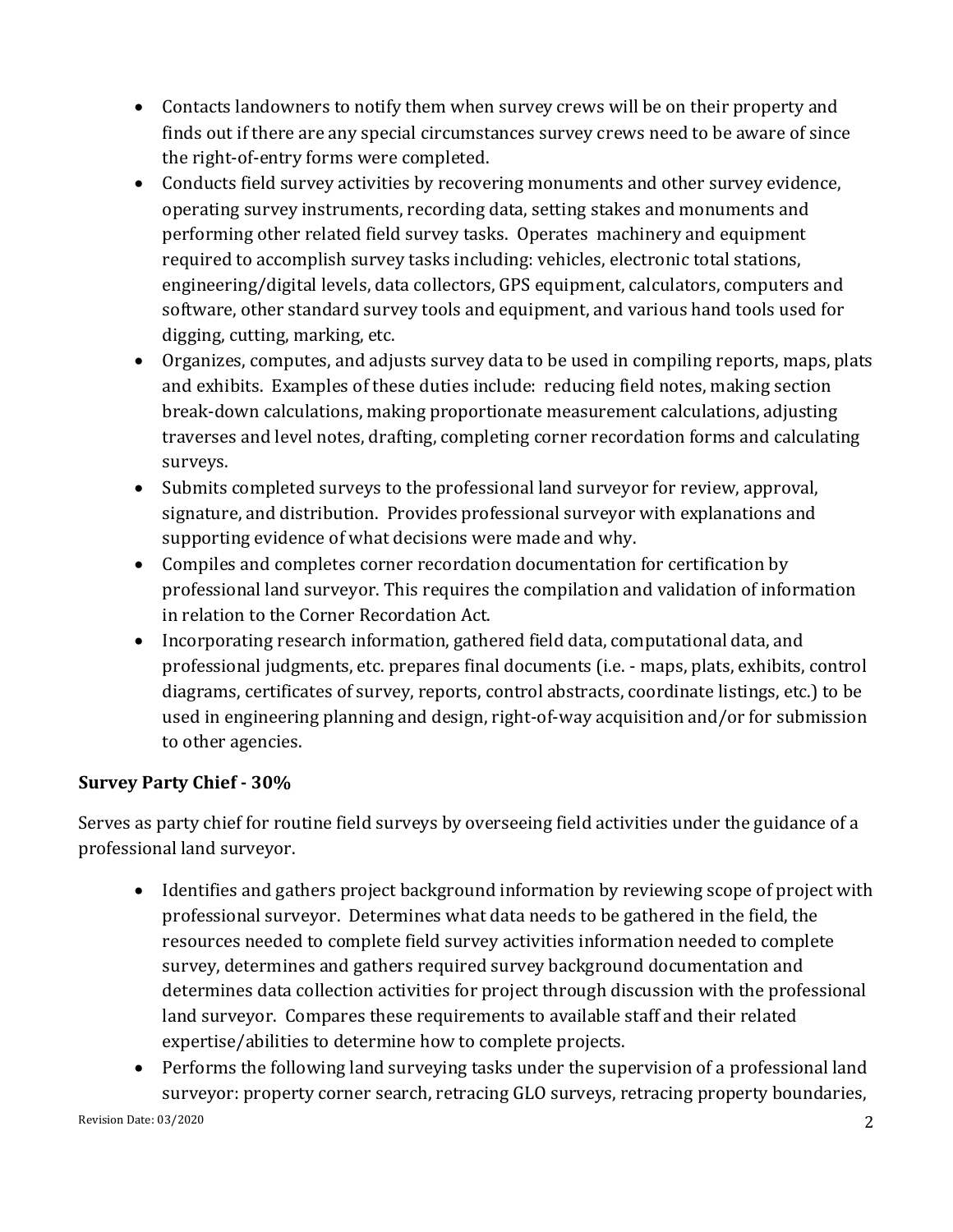- Contacts landowners to notify them when survey crews will be on their property and finds out if there are any special circumstances survey crews need to be aware of since the right-of-entry forms were completed.
- Conducts field survey activities by recovering monuments and other survey evidence, operating survey instruments, recording data, setting stakes and monuments and performing other related field survey tasks. Operates machinery and equipment required to accomplish survey tasks including: vehicles, electronic total stations, engineering/digital levels, data collectors, GPS equipment, calculators, computers and software, other standard survey tools and equipment, and various hand tools used for digging, cutting, marking, etc.
- Organizes, computes, and adjusts survey data to be used in compiling reports, maps, plats and exhibits. Examples of these duties include: reducing field notes, making section break-down calculations, making proportionate measurement calculations, adjusting traverses and level notes, drafting, completing corner recordation forms and calculating surveys.
- Submits completed surveys to the professional land surveyor for review, approval, signature, and distribution. Provides professional surveyor with explanations and supporting evidence of what decisions were made and why.
- Compiles and completes corner recordation documentation for certification by professional land surveyor. This requires the compilation and validation of information in relation to the Corner Recordation Act.
- Incorporating research information, gathered field data, computational data, and professional judgments, etc. prepares final documents (i.e. - maps, plats, exhibits, control diagrams, certificates of survey, reports, control abstracts, coordinate listings, etc.) to be used in engineering planning and design, right-of-way acquisition and/or for submission to other agencies.

**Survey Party Chief - 30%**

Serves as party chief for routine field surveys by overseeing field activities under the guidance of a professional land surveyor.

- Identifies and gathers project background information by reviewing scope of project with professional surveyor. Determines what data needs to be gathered in the field, the resources needed to complete field survey activities information needed to complete survey, determines and gathers required survey background documentation and determines data collection activities for project through discussion with the professional land surveyor. Compares these requirements to available staff and their related expertise/abilities to determine how to complete projects.
- Performs the following land surveying tasks under the supervision of a professional land surveyor: property corner search, retracing GLO surveys, retracing property boundaries,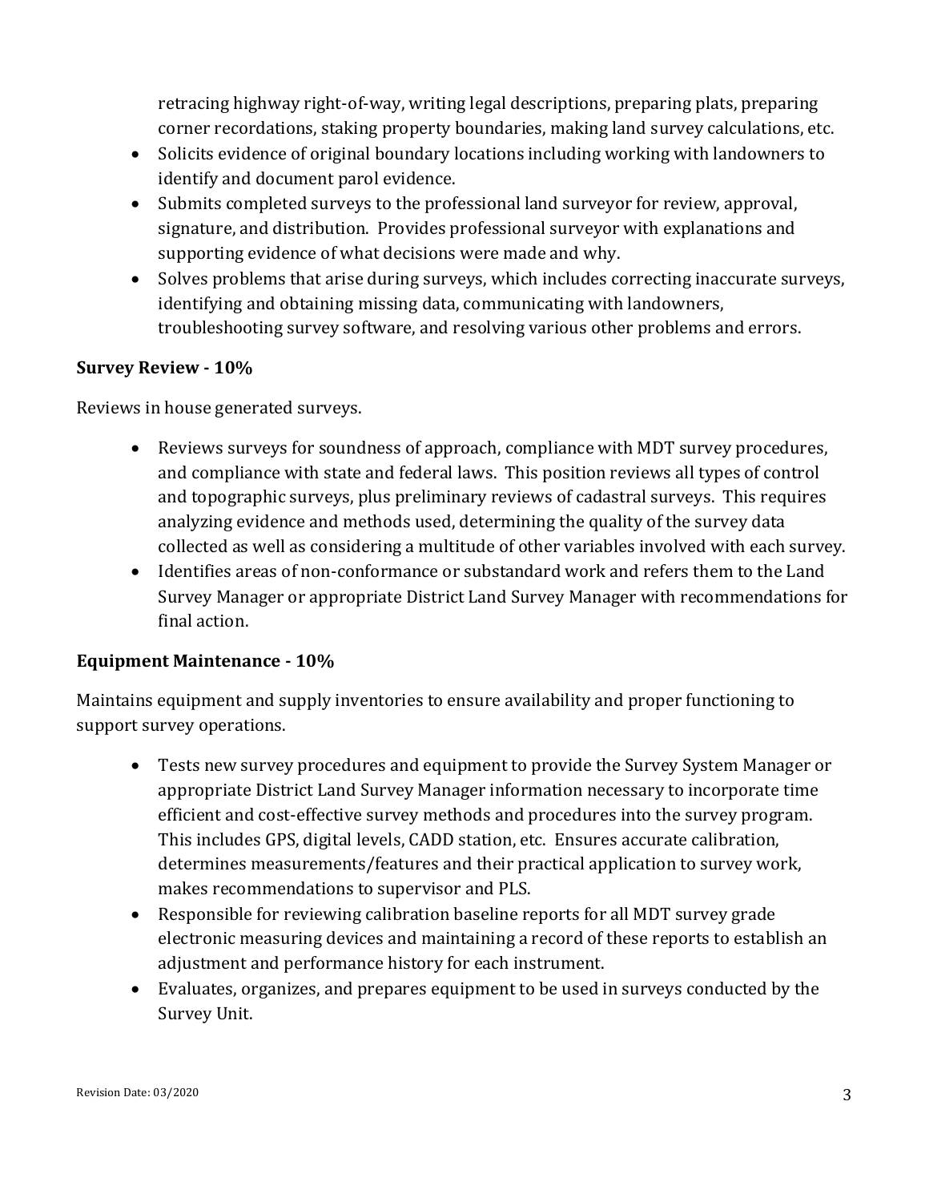retracing highway right-of-way, writing legal descriptions, preparing plats, preparing corner recordations, staking property boundaries, making land survey calculations, etc.

- Solicits evidence of original boundary locations including working with landowners to identify and document parol evidence.
- Submits completed surveys to the professional land surveyor for review, approval, signature, and distribution. Provides professional surveyor with explanations and supporting evidence of what decisions were made and why.
- Solves problems that arise during surveys, which includes correcting inaccurate surveys, identifying and obtaining missing data, communicating with landowners, troubleshooting survey software, and resolving various other problems and errors.

**Survey Review - 10%**

Reviews in house generated surveys.

- Reviews surveys for soundness of approach, compliance with MDT survey procedures, and compliance with state and federal laws. This position reviews all types of control and topographic surveys, plus preliminary reviews of cadastral surveys. This requires analyzing evidence and methods used, determining the quality of the survey data collected as well as considering a multitude of other variables involved with each survey.
- Identifies areas of non-conformance or substandard work and refers them to the Land Survey Manager or appropriate District Land Survey Manager with recommendations for final action.

**Equipment Maintenance - 10%**

Maintains equipment and supply inventories to ensure availability and proper functioning to support survey operations.

- Tests new survey procedures and equipment to provide the Survey System Manager or appropriate District Land Survey Manager information necessary to incorporate time efficient and cost-effective survey methods and procedures into the survey program. This includes GPS, digital levels, CADD station, etc. Ensures accurate calibration, determines measurements/features and their practical application to survey work, makes recommendations to supervisor and PLS.
- Responsible for reviewing calibration baseline reports for all MDT survey grade electronic measuring devices and maintaining a record of these reports to establish an adjustment and performance history for each instrument.
- Evaluates, organizes, and prepares equipment to be used in surveys conducted by the Survey Unit.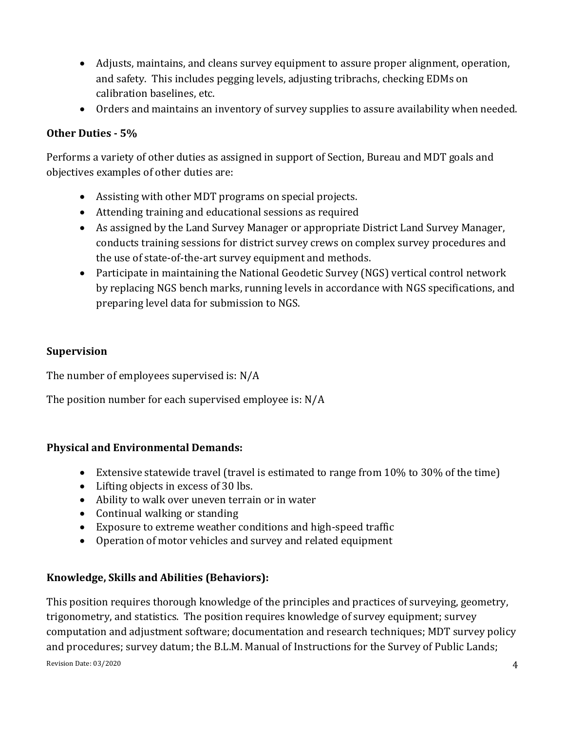- Adjusts, maintains, and cleans survey equipment to assure proper alignment, operation, and safety. This includes pegging levels, adjusting tribrachs, checking EDMs on calibration baselines, etc.
- Orders and maintains an inventory of survey supplies to assure availability when needed.

**Other Duties - 5%**

Performs a variety of other duties as assigned in support of Section, Bureau and MDT goals and objectives examples of other duties are:

- Assisting with other MDT programs on special projects.
- Attending training and educational sessions as required
- As assigned by the Land Survey Manager or appropriate District Land Survey Manager, conducts training sessions for district survey crews on complex survey procedures and the use of state-of-the-art survey equipment and methods.
- Participate in maintaining the National Geodetic Survey (NGS) vertical control network by replacing NGS bench marks, running levels in accordance with NGS specifications, and preparing level data for submission to NGS.

**Supervision**

The number of employees supervised is: N/A

The position number for each supervised employee is: N/A

**Physical and Environmental Demands:**

- Extensive statewide travel (travel is estimated to range from 10% to 30% of the time)
- Lifting objects in excess of 30 lbs.
- Ability to walk over uneven terrain or in water
- Continual walking or standing
- Exposure to extreme weather conditions and high-speed traffic
- Operation of motor vehicles and survey and related equipment

**Knowledge, Skills and Abilities (Behaviors):**

This position requires thorough knowledge of the principles and practices of surveying, geometry, trigonometry, and statistics. The position requires knowledge of survey equipment; survey computation and adjustment software; documentation and research techniques; MDT survey policy and procedures; survey datum; the B.L.M. Manual of Instructions for the Survey of Public Lands;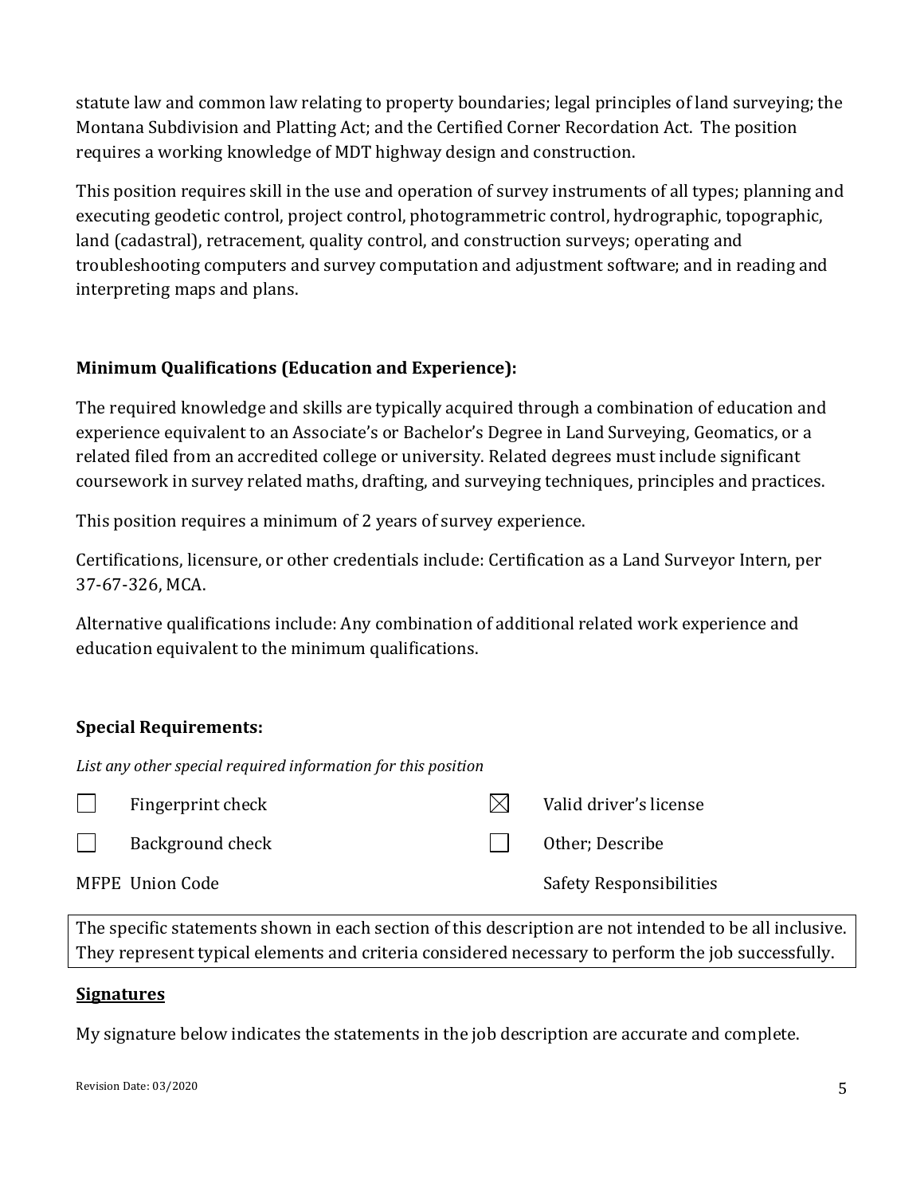statute law and common law relating to property boundaries; legal principles of land surveying; the Montana Subdivision and Platting Act; and the Certified Corner Recordation Act. The position requires a working knowledge of MDT highway design and construction.

This position requires skill in the use and operation of survey instruments of all types; planning and executing geodetic control, project control, photogrammetric control, hydrographic, topographic, land (cadastral), retracement, quality control, and construction surveys; operating and troubleshooting computers and survey computation and adjustment software; and in reading and interpreting maps and plans.

### Minimum Qualifications (Education and Experience):

The required knowledge and skills are typically acquired through a combination of education and experience equivalent to an Associate's or Bachelor's Degree in Land Surveying, Geomatics, or a related filed from an accredited college or university. Related degrees must include significant coursework in survey related maths, drafting, and surveying techniques, principles and practices.

This position requires a minimum of 2 years of survey experience.

Certifications, licensure, or other credentials include: Certification as a Land Surveyor Intern, per 37-67-326, MCA.

Alternative qualifications include: Any combination of additional related work experience and education equivalent to the minimum qualifications.

### Special Requirements:

*List any other special required information for this position*

- ☐ Fingerprint check
- ☒ Valid driver's license
- ☐ Background check
- ☐ Other; Describe

MFPE Union Code

Safety Responsibilities

The specific statements shown in each section of this description are not intended to be all inclusive. They represent typical elements and criteria considered necessary to perform the job successfully.

### Signatures

My signature below indicates the statements in the job description are accurate and complete.

Revision Date: 03/2020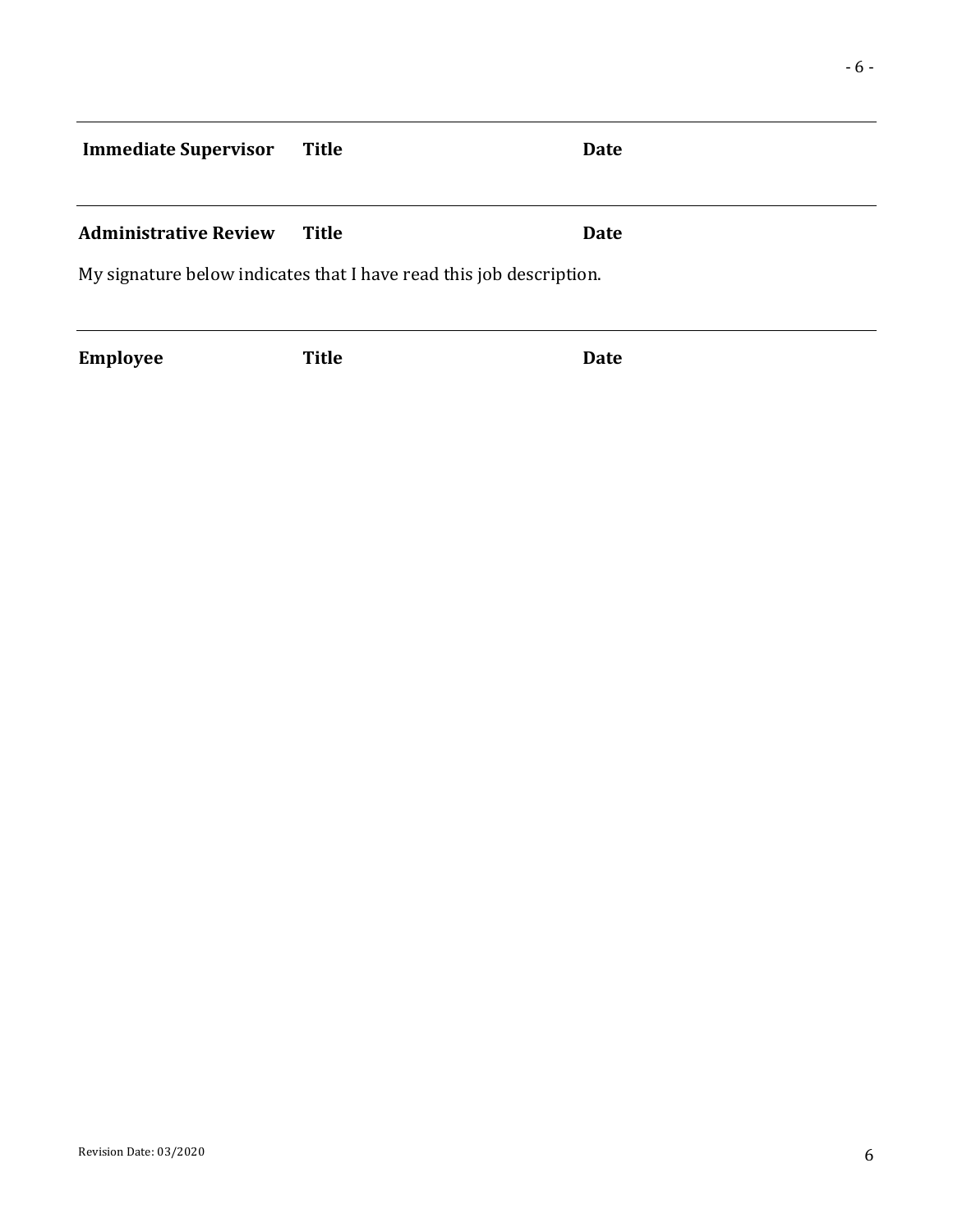---

**Immediate Supervisor** **Title** **Date**

---

**Administrative Review** **Title** **Date**

My signature below indicates that I have read this job description.

---

**Employee** **Title** **Date**

Revision Date: 03/2020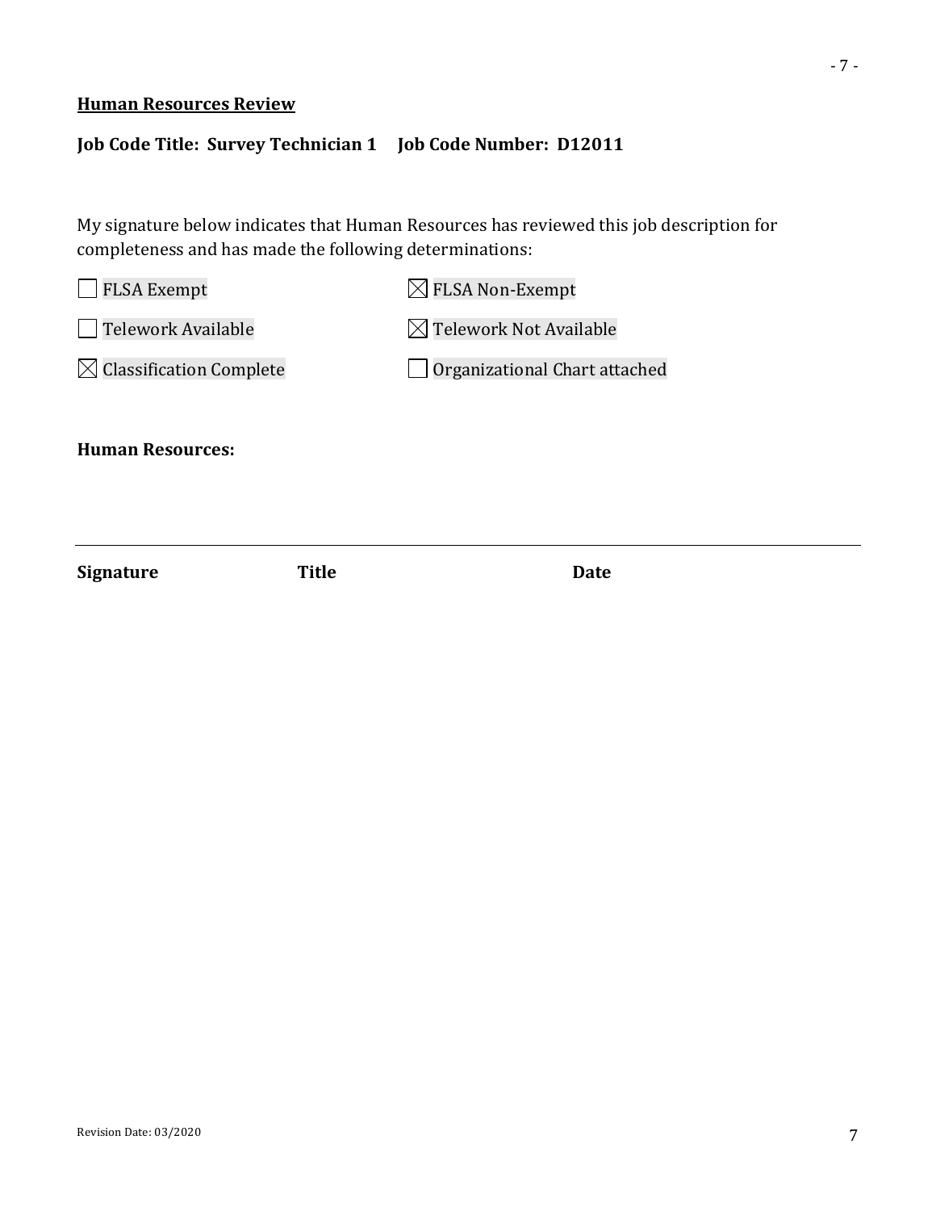**<u>Human Resources Review</u>**

**Job Code Title: Survey Technician 1 Job Code Number: D12011**

My signature below indicates that Human Resources has reviewed this job description for completeness and has made the following determinations:

| | |
|---|---|
| ☐ FLSA Exempt | ☒ FLSA Non-Exempt |
| ☐ Telework Available | ☒ Telework Not Available |
| ☒ Classification Complete | ☐ Organizational Chart attached |

**Human Resources:**

---

**Signature** **Title** **Date**

Revision Date: 03/2020